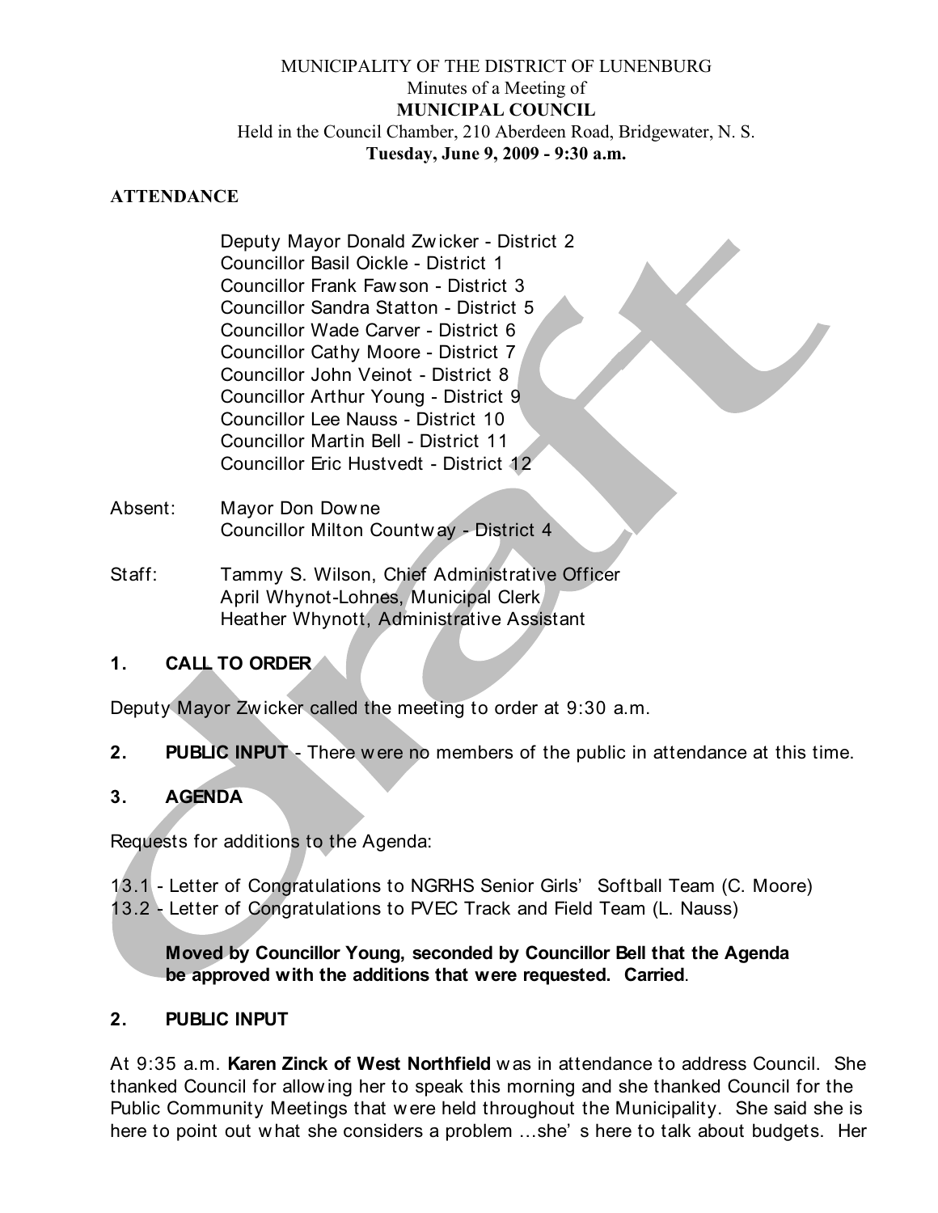MUNICIPALITY OF THE DISTRICT OF LUNENBURG

Minutes of a Meeting of

**MUNICIPAL COUNCIL**

Held in the Council Chamber, 210 Aberdeen Road, Bridgewater, N. S.

**Tuesday, June 9, 2009 - 9:30 a.m.**

**ATTENDANCE**

Deputy Mayor Donald Zwicker - District 2
Councillor Basil Oickle - District 1
Councillor Frank Fawson - District 3
Councillor Sandra Statton - District 5
Councillor Wade Carver - District 6
Councillor Cathy Moore - District 7
Councillor John Veinot - District 8
Councillor Arthur Young - District 9
Councillor Lee Nauss - District 10
Councillor Martin Bell - District 11
Councillor Eric Hustvedt - District 12

Absent: Mayor Don Downe
Councillor Milton Countway - District 4

Staff: Tammy S. Wilson, Chief Administrative Officer
April Whynot-Lohnes, Municipal Clerk
Heather Whynott, Administrative Assistant

**1. CALL TO ORDER**

Deputy Mayor Zwicker called the meeting to order at 9:30 a.m.

**2. PUBLIC INPUT** - There were no members of the public in attendance at this time.

**3. AGENDA**

Requests for additions to the Agenda:

13.1 - Letter of Congratulations to NGRHS Senior Girls' Softball Team (C. Moore)
13.2 - Letter of Congratulations to PVEC Track and Field Team (L. Nauss)

**Moved by Councillor Young, seconded by Councillor Bell that the Agenda be approved with the additions that were requested. Carried**.

**2. PUBLIC INPUT**

At 9:35 a.m. **Karen Zinck of West Northfield** was in attendance to address Council. She thanked Council for allowing her to speak this morning and she thanked Council for the Public Community Meetings that were held throughout the Municipality. She said she is here to point out what she considers a problem ...she's here to talk about budgets. Her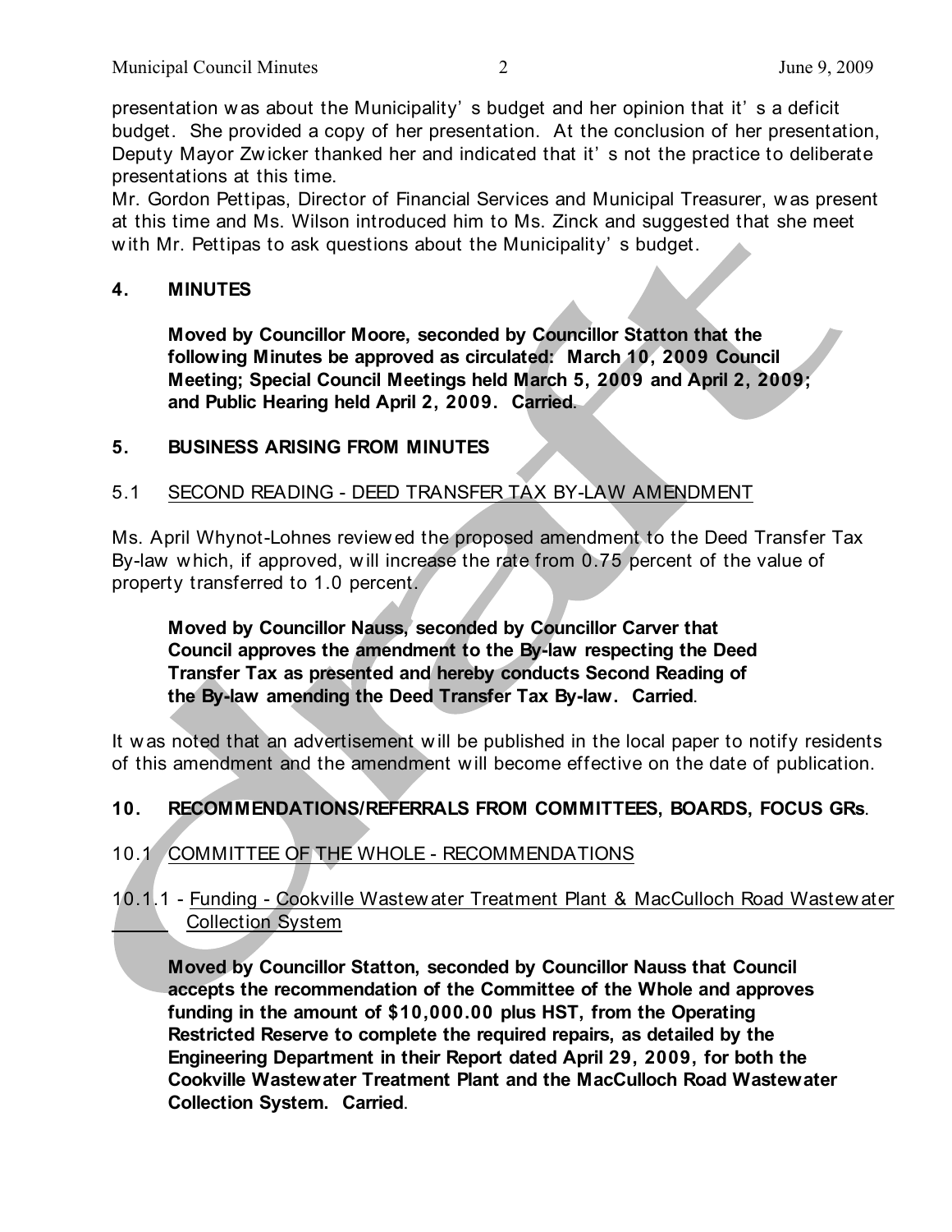presentation was about the Municipality's budget and her opinion that it's a deficit budget. She provided a copy of her presentation. At the conclusion of her presentation, Deputy Mayor Zwicker thanked her and indicated that it's not the practice to deliberate presentations at this time.

Mr. Gordon Pettipas, Director of Financial Services and Municipal Treasurer, was present at this time and Ms. Wilson introduced him to Ms. Zinck and suggested that she meet with Mr. Pettipas to ask questions about the Municipality's budget.

## 4. MINUTES

**Moved by Councillor Moore, seconded by Councillor Statton that the following Minutes be approved as circulated: March 10, 2009 Council Meeting; Special Council Meetings held March 5, 2009 and April 2, 2009; and Public Hearing held April 2, 2009. Carried.**

## 5. BUSINESS ARISING FROM MINUTES

### 5.1 SECOND READING - DEED TRANSFER TAX BY-LAW AMENDMENT

Ms. April Whynot-Lohnes reviewed the proposed amendment to the Deed Transfer Tax By-law which, if approved, will increase the rate from 0.75 percent of the value of property transferred to 1.0 percent.

**Moved by Councillor Nauss, seconded by Councillor Carver that Council approves the amendment to the By-law respecting the Deed Transfer Tax as presented and hereby conducts Second Reading of the By-law amending the Deed Transfer Tax By-law. Carried.**

It was noted that an advertisement will be published in the local paper to notify residents of this amendment and the amendment will become effective on the date of publication.

## 10. RECOMMENDATIONS/REFERRALS FROM COMMITTEES, BOARDS, FOCUS GRs.

### 10.1 COMMITTEE OF THE WHOLE - RECOMMENDATIONS

#### 10.1.1 - Funding - Cookville Wastewater Treatment Plant & MacCulloch Road Wastewater Collection System

**Moved by Councillor Statton, seconded by Councillor Nauss that Council accepts the recommendation of the Committee of the Whole and approves funding in the amount of $10,000.00 plus HST, from the Operating Restricted Reserve to complete the required repairs, as detailed by the Engineering Department in their Report dated April 29, 2009, for both the Cookville Wastewater Treatment Plant and the MacCulloch Road Wastewater Collection System. Carried.**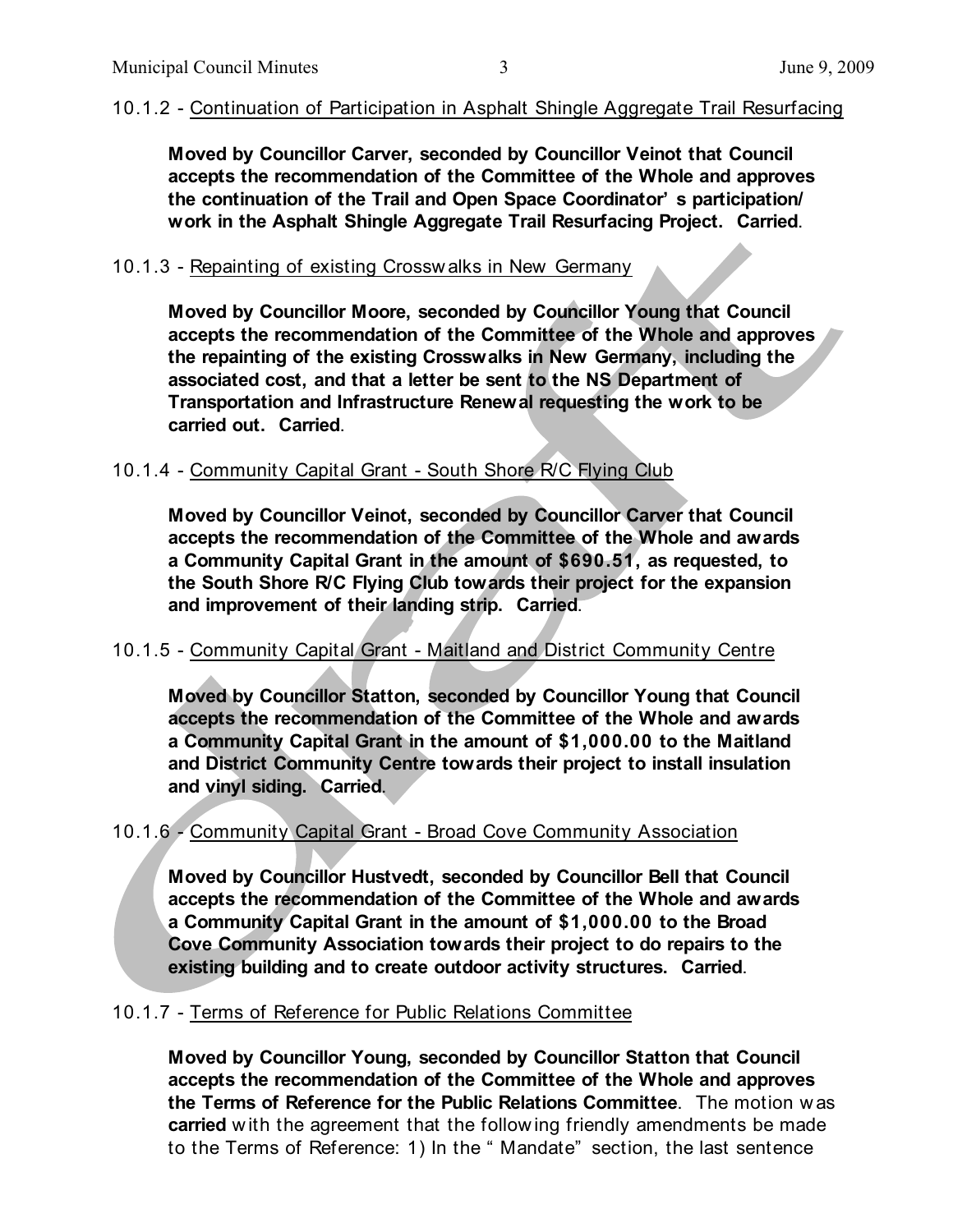10.1.2 - Continuation of Participation in Asphalt Shingle Aggregate Trail Resurfacing

**Moved by Councillor Carver, seconded by Councillor Veinot that Council accepts the recommendation of the Committee of the Whole and approves the continuation of the Trail and Open Space Coordinator's participation/ work in the Asphalt Shingle Aggregate Trail Resurfacing Project. Carried**.

10.1.3 - Repainting of existing Crosswalks in New Germany

**Moved by Councillor Moore, seconded by Councillor Young that Council accepts the recommendation of the Committee of the Whole and approves the repainting of the existing Crosswalks in New Germany, including the associated cost, and that a letter be sent to the NS Department of Transportation and Infrastructure Renewal requesting the work to be carried out. Carried**.

10.1.4 - Community Capital Grant - South Shore R/C Flying Club

**Moved by Councillor Veinot, seconded by Councillor Carver that Council accepts the recommendation of the Committee of the Whole and awards a Community Capital Grant in the amount of $690.51, as requested, to the South Shore R/C Flying Club towards their project for the expansion and improvement of their landing strip. Carried**.

10.1.5 - Community Capital Grant - Maitland and District Community Centre

**Moved by Councillor Statton, seconded by Councillor Young that Council accepts the recommendation of the Committee of the Whole and awards a Community Capital Grant in the amount of $1,000.00 to the Maitland and District Community Centre towards their project to install insulation and vinyl siding. Carried**.

10.1.6 - Community Capital Grant - Broad Cove Community Association

**Moved by Councillor Hustvedt, seconded by Councillor Bell that Council accepts the recommendation of the Committee of the Whole and awards a Community Capital Grant in the amount of $1,000.00 to the Broad Cove Community Association towards their project to do repairs to the existing building and to create outdoor activity structures. Carried**.

10.1.7 - Terms of Reference for Public Relations Committee

**Moved by Councillor Young, seconded by Councillor Statton that Council accepts the recommendation of the Committee of the Whole and approves the Terms of Reference for the Public Relations Committee**. The motion was **carried** with the agreement that the following friendly amendments be made to the Terms of Reference: 1) In the "Mandate" section, the last sentence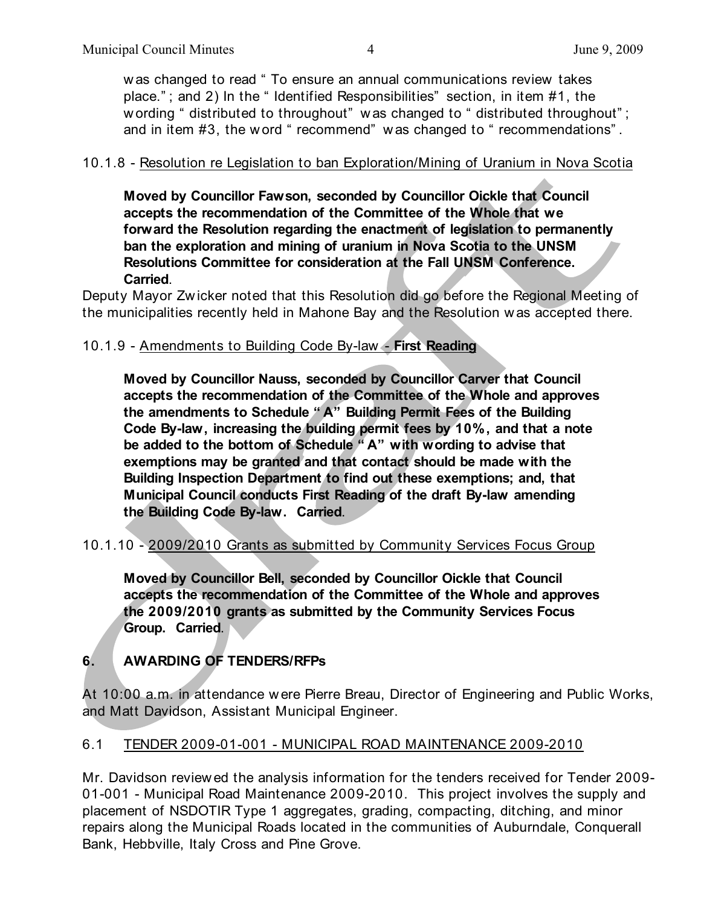was changed to read "To ensure an annual communications review takes place."; and 2) In the "Identified Responsibilities" section, in item #1, the wording "distributed to throughout" was changed to "distributed throughout"; and in item #3, the word "recommend" was changed to "recommendations".

10.1.8 - Resolution re Legislation to ban Exploration/Mining of Uranium in Nova Scotia

**Moved by Councillor Fawson, seconded by Councillor Oickle that Council accepts the recommendation of the Committee of the Whole that we forward the Resolution regarding the enactment of legislation to permanently ban the exploration and mining of uranium in Nova Scotia to the UNSM Resolutions Committee for consideration at the Fall UNSM Conference. Carried**.

Deputy Mayor Zwicker noted that this Resolution did go before the Regional Meeting of the municipalities recently held in Mahone Bay and the Resolution was accepted there.

10.1.9 - Amendments to Building Code By-law - **First Reading**

**Moved by Councillor Nauss, seconded by Councillor Carver that Council accepts the recommendation of the Committee of the Whole and approves the amendments to Schedule "A" Building Permit Fees of the Building Code By-law, increasing the building permit fees by 10%, and that a note be added to the bottom of Schedule "A" with wording to advise that exemptions may be granted and that contact should be made with the Building Inspection Department to find out these exemptions; and, that Municipal Council conducts First Reading of the draft By-law amending the Building Code By-law. Carried**.

10.1.10 - 2009/2010 Grants as submitted by Community Services Focus Group

**Moved by Councillor Bell, seconded by Councillor Oickle that Council accepts the recommendation of the Committee of the Whole and approves the 2009/2010 grants as submitted by the Community Services Focus Group. Carried**.

## 6. AWARDING OF TENDERS/RFPs

At 10:00 a.m. in attendance were Pierre Breau, Director of Engineering and Public Works, and Matt Davidson, Assistant Municipal Engineer.

### 6.1 TENDER 2009-01-001 - MUNICIPAL ROAD MAINTENANCE 2009-2010

Mr. Davidson reviewed the analysis information for the tenders received for Tender 2009-01-001 - Municipal Road Maintenance 2009-2010. This project involves the supply and placement of NSDOTIR Type 1 aggregates, grading, compacting, ditching, and minor repairs along the Municipal Roads located in the communities of Auburndale, Conquerall Bank, Hebbville, Italy Cross and Pine Grove.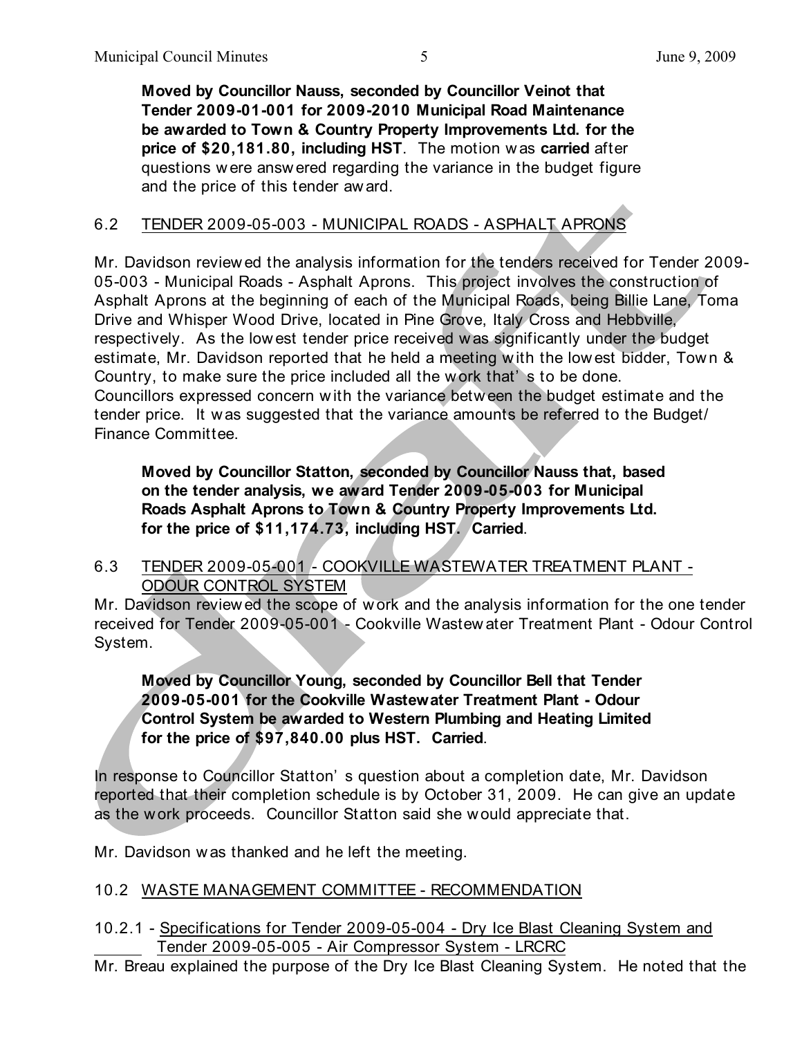**Moved by Councillor Nauss, seconded by Councillor Veinot that Tender 2009-01-001 for 2009-2010 Municipal Road Maintenance be awarded to Town & Country Property Improvements Ltd. for the price of $20,181.80, including HST**. The motion was **carried** after questions were answered regarding the variance in the budget figure and the price of this tender award.

## 6.2 TENDER 2009-05-003 - MUNICIPAL ROADS - ASPHALT APRONS

Mr. Davidson reviewed the analysis information for the tenders received for Tender 2009-05-003 - Municipal Roads - Asphalt Aprons. This project involves the construction of Asphalt Aprons at the beginning of each of the Municipal Roads, being Billie Lane, Toma Drive and Whisper Wood Drive, located in Pine Grove, Italy Cross and Hebbville, respectively. As the lowest tender price received was significantly under the budget estimate, Mr. Davidson reported that he held a meeting with the lowest bidder, Town & Country, to make sure the price included all the work that's to be done. Councillors expressed concern with the variance between the budget estimate and the tender price. It was suggested that the variance amounts be referred to the Budget/ Finance Committee.

**Moved by Councillor Statton, seconded by Councillor Nauss that, based on the tender analysis, we award Tender 2009-05-003 for Municipal Roads Asphalt Aprons to Town & Country Property Improvements Ltd. for the price of $11,174.73, including HST. Carried**.

## 6.3 TENDER 2009-05-001 - COOKVILLE WASTEWATER TREATMENT PLANT - ODOUR CONTROL SYSTEM

Mr. Davidson reviewed the scope of work and the analysis information for the one tender received for Tender 2009-05-001 - Cookville Wastewater Treatment Plant - Odour Control System.

**Moved by Councillor Young, seconded by Councillor Bell that Tender 2009-05-001 for the Cookville Wastewater Treatment Plant - Odour Control System be awarded to Western Plumbing and Heating Limited for the price of $97,840.00 plus HST. Carried**.

In response to Councillor Statton's question about a completion date, Mr. Davidson reported that their completion schedule is by October 31, 2009. He can give an update as the work proceeds. Councillor Statton said she would appreciate that.

Mr. Davidson was thanked and he left the meeting.

## 10.2 WASTE MANAGEMENT COMMITTEE - RECOMMENDATION

### 10.2.1 - Specifications for Tender 2009-05-004 - Dry Ice Blast Cleaning System and Tender 2009-05-005 - Air Compressor System - LRCRC

Mr. Breau explained the purpose of the Dry Ice Blast Cleaning System. He noted that the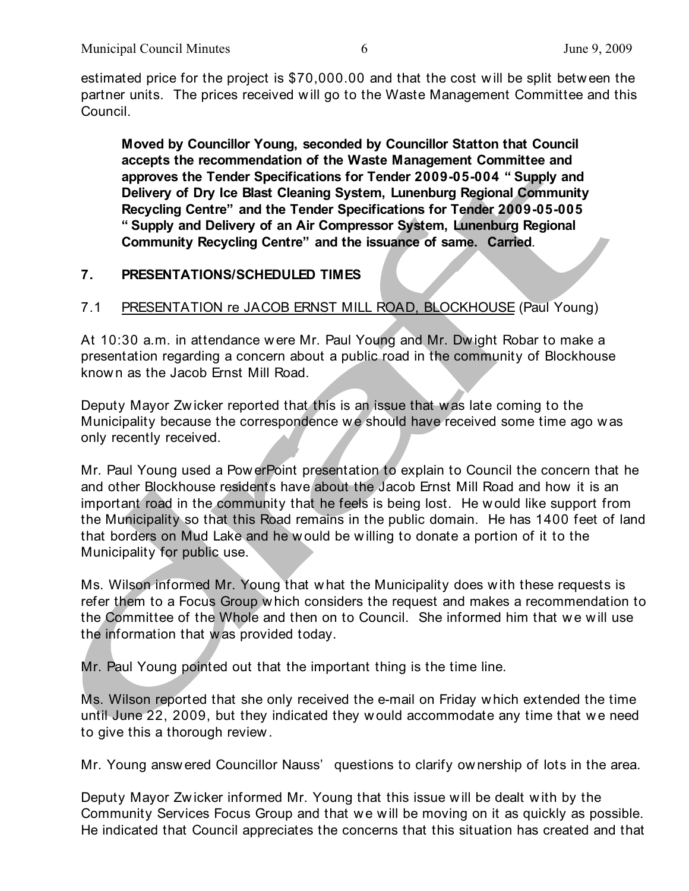estimated price for the project is $70,000.00 and that the cost will be split between the partner units. The prices received will go to the Waste Management Committee and this Council.

> **Moved by Councillor Young, seconded by Councillor Statton that Council accepts the recommendation of the Waste Management Committee and approves the Tender Specifications for Tender 2009-05-004 " Supply and Delivery of Dry Ice Blast Cleaning System, Lunenburg Regional Community Recycling Centre" and the Tender Specifications for Tender 2009-05-005 " Supply and Delivery of an Air Compressor System, Lunenburg Regional Community Recycling Centre" and the issuance of same. Carried**.

## 7. PRESENTATIONS/SCHEDULED TIMES

### 7.1 PRESENTATION re JACOB ERNST MILL ROAD, BLOCKHOUSE (Paul Young)

At 10:30 a.m. in attendance were Mr. Paul Young and Mr. Dwight Robar to make a presentation regarding a concern about a public road in the community of Blockhouse known as the Jacob Ernst Mill Road.

Deputy Mayor Zwicker reported that this is an issue that was late coming to the Municipality because the correspondence we should have received some time ago was only recently received.

Mr. Paul Young used a PowerPoint presentation to explain to Council the concern that he and other Blockhouse residents have about the Jacob Ernst Mill Road and how it is an important road in the community that he feels is being lost. He would like support from the Municipality so that this Road remains in the public domain. He has 1400 feet of land that borders on Mud Lake and he would be willing to donate a portion of it to the Municipality for public use.

Ms. Wilson informed Mr. Young that what the Municipality does with these requests is refer them to a Focus Group which considers the request and makes a recommendation to the Committee of the Whole and then on to Council. She informed him that we will use the information that was provided today.

Mr. Paul Young pointed out that the important thing is the time line.

Ms. Wilson reported that she only received the e-mail on Friday which extended the time until June 22, 2009, but they indicated they would accommodate any time that we need to give this a thorough review.

Mr. Young answered Councillor Nauss' questions to clarify ownership of lots in the area.

Deputy Mayor Zwicker informed Mr. Young that this issue will be dealt with by the Community Services Focus Group and that we will be moving on it as quickly as possible. He indicated that Council appreciates the concerns that this situation has created and that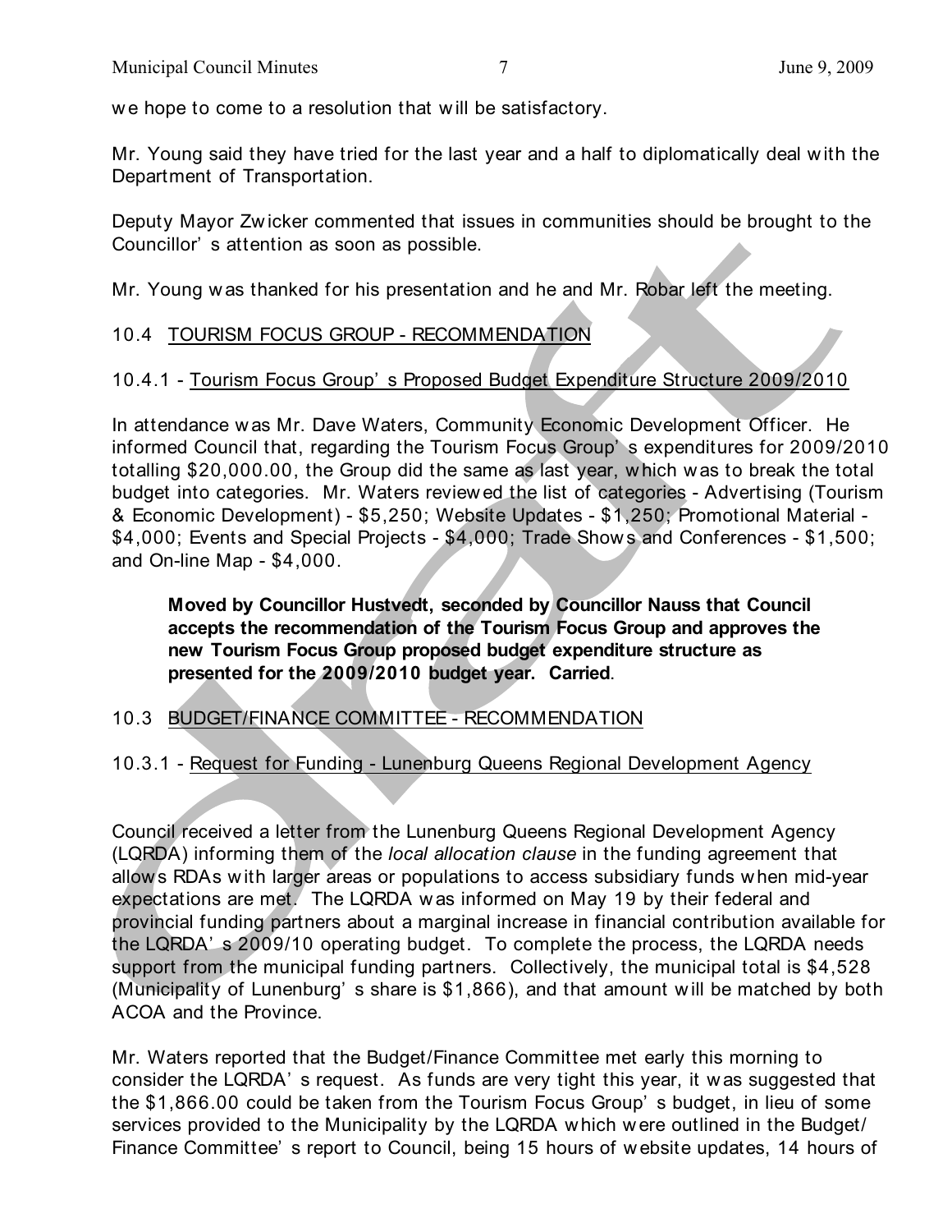we hope to come to a resolution that will be satisfactory.

Mr. Young said they have tried for the last year and a half to diplomatically deal with the Department of Transportation.

Deputy Mayor Zwicker commented that issues in communities should be brought to the Councillor's attention as soon as possible.

Mr. Young was thanked for his presentation and he and Mr. Robar left the meeting.

10.4 TOURISM FOCUS GROUP - RECOMMENDATION

10.4.1 - Tourism Focus Group's Proposed Budget Expenditure Structure 2009/2010

In attendance was Mr. Dave Waters, Community Economic Development Officer. He informed Council that, regarding the Tourism Focus Group's expenditures for 2009/2010 totalling $20,000.00, the Group did the same as last year, which was to break the total budget into categories. Mr. Waters reviewed the list of categories - Advertising (Tourism & Economic Development) - $5,250; Website Updates - $1,250; Promotional Material - $4,000; Events and Special Projects - $4,000; Trade Shows and Conferences - $1,500; and On-line Map - $4,000.

> **Moved by Councillor Hustvedt, seconded by Councillor Nauss that Council accepts the recommendation of the Tourism Focus Group and approves the new Tourism Focus Group proposed budget expenditure structure as presented for the 2009/2010 budget year. Carried.**

10.3 BUDGET/FINANCE COMMITTEE - RECOMMENDATION

10.3.1 - Request for Funding - Lunenburg Queens Regional Development Agency

Council received a letter from the Lunenburg Queens Regional Development Agency (LQRDA) informing them of the *local allocation clause* in the funding agreement that allows RDAs with larger areas or populations to access subsidiary funds when mid-year expectations are met. The LQRDA was informed on May 19 by their federal and provincial funding partners about a marginal increase in financial contribution available for the LQRDA's 2009/10 operating budget. To complete the process, the LQRDA needs support from the municipal funding partners. Collectively, the municipal total is $4,528 (Municipality of Lunenburg's share is $1,866), and that amount will be matched by both ACOA and the Province.

Mr. Waters reported that the Budget/Finance Committee met early this morning to consider the LQRDA's request. As funds are very tight this year, it was suggested that the $1,866.00 could be taken from the Tourism Focus Group's budget, in lieu of some services provided to the Municipality by the LQRDA which were outlined in the Budget/ Finance Committee's report to Council, being 15 hours of website updates, 14 hours of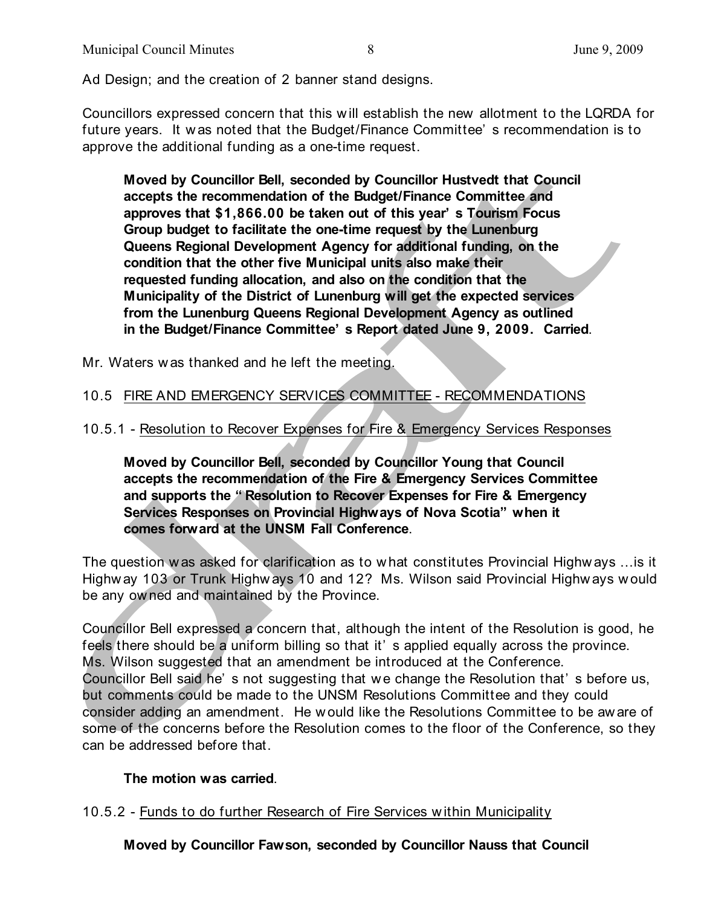Ad Design; and the creation of 2 banner stand designs.

Councillors expressed concern that this will establish the new allotment to the LQRDA for future years. It was noted that the Budget/Finance Committee's recommendation is to approve the additional funding as a one-time request.

> **Moved by Councillor Bell, seconded by Councillor Hustvedt that Council accepts the recommendation of the Budget/Finance Committee and approves that $1,866.00 be taken out of this year's Tourism Focus Group budget to facilitate the one-time request by the Lunenburg Queens Regional Development Agency for additional funding, on the condition that the other five Municipal units also make their requested funding allocation, and also on the condition that the Municipality of the District of Lunenburg will get the expected services from the Lunenburg Queens Regional Development Agency as outlined in the Budget/Finance Committee's Report dated June 9, 2009. Carried**.

Mr. Waters was thanked and he left the meeting.

10.5 <u>FIRE AND EMERGENCY SERVICES COMMITTEE - RECOMMENDATIONS</u>

10.5.1 - <u>Resolution to Recover Expenses for Fire & Emergency Services Responses</u>

> **Moved by Councillor Bell, seconded by Councillor Young that Council accepts the recommendation of the Fire & Emergency Services Committee and supports the "Resolution to Recover Expenses for Fire & Emergency Services Responses on Provincial Highways of Nova Scotia" when it comes forward at the UNSM Fall Conference**.

The question was asked for clarification as to what constitutes Provincial Highways ...is it Highway 103 or Trunk Highways 10 and 12? Ms. Wilson said Provincial Highways would be any owned and maintained by the Province.

Councillor Bell expressed a concern that, although the intent of the Resolution is good, he feels there should be a uniform billing so that it's applied equally across the province. Ms. Wilson suggested that an amendment be introduced at the Conference. Councillor Bell said he's not suggesting that we change the Resolution that's before us, but comments could be made to the UNSM Resolutions Committee and they could consider adding an amendment. He would like the Resolutions Committee to be aware of some of the concerns before the Resolution comes to the floor of the Conference, so they can be addressed before that.

> **The motion was carried**.

10.5.2 - <u>Funds to do further Research of Fire Services within Municipality</u>

> **Moved by Councillor Fawson, seconded by Councillor Nauss that Council**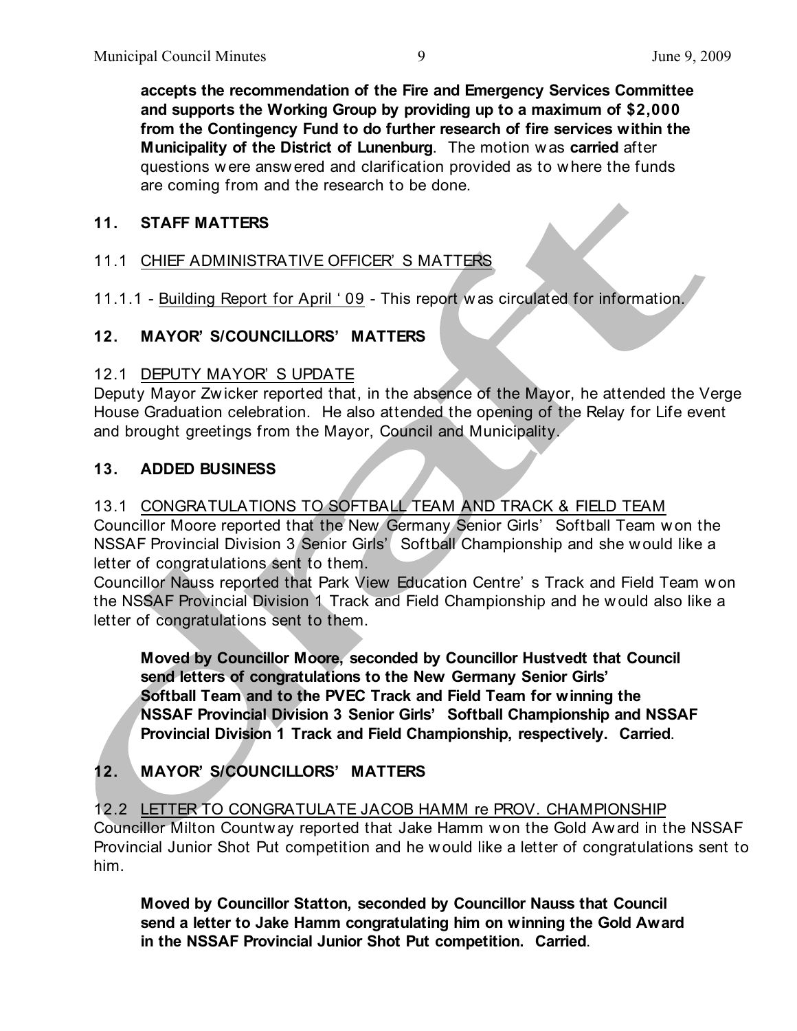**accepts the recommendation of the Fire and Emergency Services Committee and supports the Working Group by providing up to a maximum of $2,000 from the Contingency Fund to do further research of fire services within the Municipality of the District of Lunenburg**. The motion was **carried** after questions were answered and clarification provided as to where the funds are coming from and the research to be done.

## 11. STAFF MATTERS

### 11.1 CHIEF ADMINISTRATIVE OFFICER'S MATTERS

11.1.1 - Building Report for April '09 - This report was circulated for information.

## 12. MAYOR'S/COUNCILLORS' MATTERS

### 12.1 DEPUTY MAYOR'S UPDATE

Deputy Mayor Zwicker reported that, in the absence of the Mayor, he attended the Verge House Graduation celebration. He also attended the opening of the Relay for Life event and brought greetings from the Mayor, Council and Municipality.

## 13. ADDED BUSINESS

### 13.1 CONGRATULATIONS TO SOFTBALL TEAM AND TRACK & FIELD TEAM

Councillor Moore reported that the New Germany Senior Girls' Softball Team won the NSSAF Provincial Division 3 Senior Girls' Softball Championship and she would like a letter of congratulations sent to them.

Councillor Nauss reported that Park View Education Centre's Track and Field Team won the NSSAF Provincial Division 1 Track and Field Championship and he would also like a letter of congratulations sent to them.

**Moved by Councillor Moore, seconded by Councillor Hustvedt that Council send letters of congratulations to the New Germany Senior Girls' Softball Team and to the PVEC Track and Field Team for winning the NSSAF Provincial Division 3 Senior Girls' Softball Championship and NSSAF Provincial Division 1 Track and Field Championship, respectively. Carried**.

## 12. MAYOR'S/COUNCILLORS' MATTERS

### 12.2 LETTER TO CONGRATULATE JACOB HAMM re PROV. CHAMPIONSHIP

Councillor Milton Countway reported that Jake Hamm won the Gold Award in the NSSAF Provincial Junior Shot Put competition and he would like a letter of congratulations sent to him.

**Moved by Councillor Statton, seconded by Councillor Nauss that Council send a letter to Jake Hamm congratulating him on winning the Gold Award in the NSSAF Provincial Junior Shot Put competition. Carried**.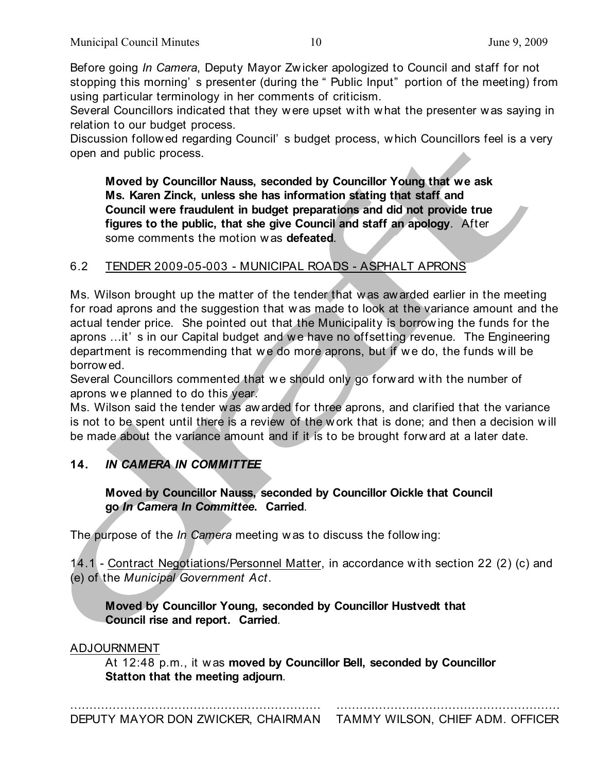Before going *In Camera*, Deputy Mayor Zwicker apologized to Council and staff for not stopping this morning's presenter (during the "Public Input" portion of the meeting) from using particular terminology in her comments of criticism.
Several Councillors indicated that they were upset with what the presenter was saying in relation to our budget process.
Discussion followed regarding Council's budget process, which Councillors feel is a very open and public process.

> **Moved by Councillor Nauss, seconded by Councillor Young that we ask Ms. Karen Zinck, unless she has information stating that staff and Council were fraudulent in budget preparations and did not provide true figures to the public, that she give Council and staff an apology**. After some comments the motion was **defeated**.

## 6.2 TENDER 2009-05-003 - MUNICIPAL ROADS - ASPHALT APRONS

Ms. Wilson brought up the matter of the tender that was awarded earlier in the meeting for road aprons and the suggestion that was made to look at the variance amount and the actual tender price. She pointed out that the Municipality is borrowing the funds for the aprons ...it's in our Capital budget and we have no offsetting revenue. The Engineering department is recommending that we do more aprons, but if we do, the funds will be borrowed.
Several Councillors commented that we should only go forward with the number of aprons we planned to do this year.
Ms. Wilson said the tender was awarded for three aprons, and clarified that the variance is not to be spent until there is a review of the work that is done; and then a decision will be made about the variance amount and if it is to be brought forward at a later date.

## 14. *IN CAMERA IN COMMITTEE*

> **Moved by Councillor Nauss, seconded by Councillor Oickle that Council go *In Camera In Committee*. Carried**.

The purpose of the *In Camera* meeting was to discuss the following:

14.1 - Contract Negotiations/Personnel Matter, in accordance with section 22 (2) (c) and (e) of the *Municipal Government Act*.

> **Moved by Councillor Young, seconded by Councillor Hustvedt that Council rise and report. Carried**.

## ADJOURNMENT

At 12:48 p.m., it was **moved by Councillor Bell, seconded by Councillor Statton that the meeting adjourn**.

| | |
|---|---|
| ............................................................ | ............................................................ |
| DEPUTY MAYOR DON ZWICKER, CHAIRMAN | TAMMY WILSON, CHIEF ADM. OFFICER |